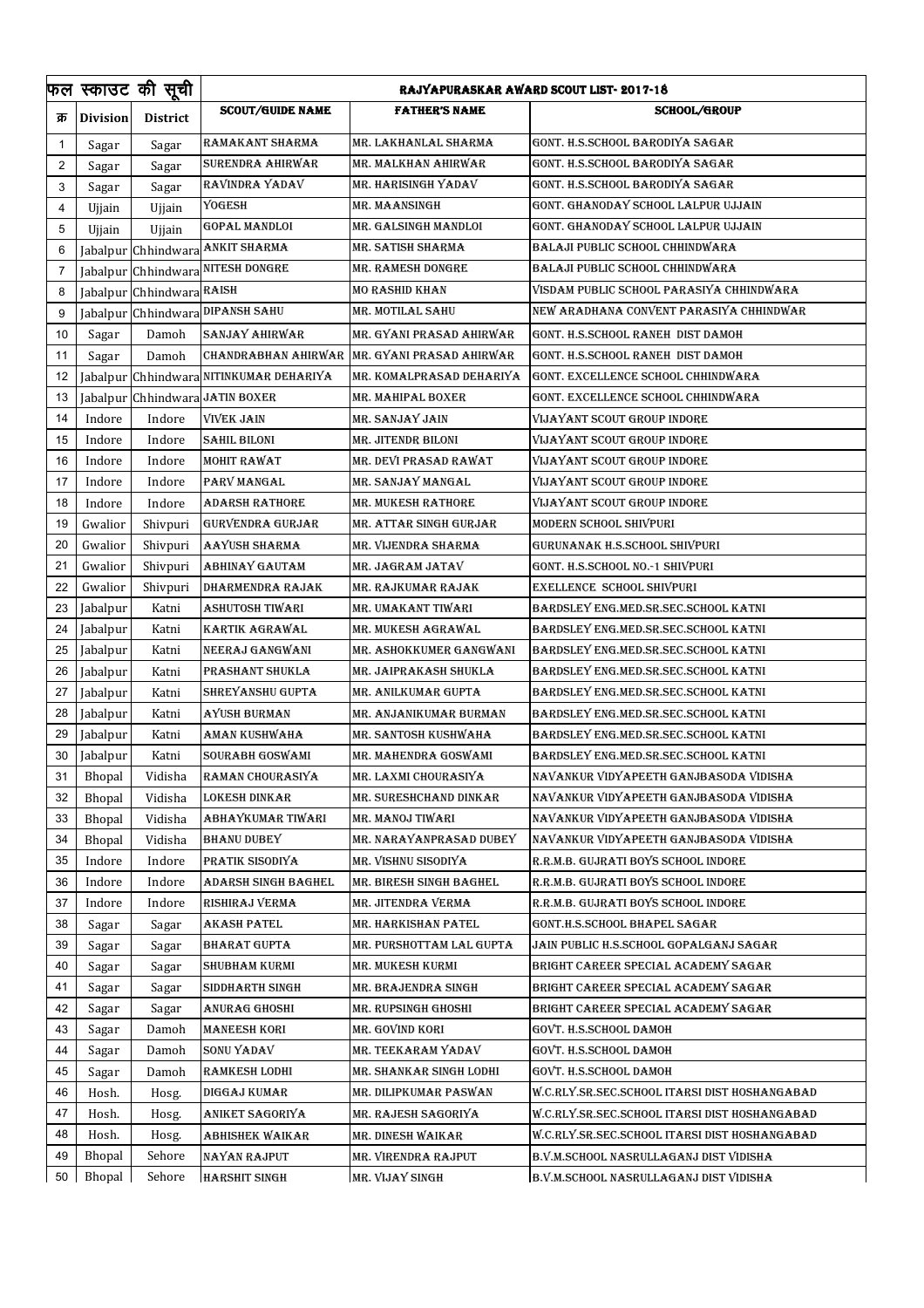| फल स्काउट की सूची | | | RAJYAPURASKAR AWARD SCOUT LIST- 2017-18 | | |
|---|---|---|---|---|---|
| क्र | Division | District | SCOUT/GUIDE NAME | FATHER'S NAME | SCHOOL/GROUP |
| 1 | Sagar | Sagar | RAMAKANT SHARMA | MR. LAKHANLAL SHARMA | GONT. H.S.SCHOOL BARODIYA SAGAR |
| 2 | Sagar | Sagar | SURENDRA AHIRWAR | MR. MALKHAN AHIRWAR | GONT. H.S.SCHOOL BARODIYA SAGAR |
| 3 | Sagar | Sagar | RAVINDRA YADAV | MR. HARISINGH YADAV | GONT. H.S.SCHOOL BARODIYA SAGAR |
| 4 | Ujjain | Ujjain | YOGESH | MR. MAANSINGH | GONT. GHANODAY SCHOOL LALPUR UJJAIN |
| 5 | Ujjain | Ujjain | GOPAL MANDLOI | MR. GALSINGH MANDLOI | GONT. GHANODAY SCHOOL LALPUR UJJAIN |
| 6 | Jabalpur | Chhindwara | ANKIT SHARMA | MR. SATISH SHARMA | BALAJI PUBLIC SCHOOL CHHINDWARA |
| 7 | Jabalpur | Chhindwara | NITESH DONGRE | MR. RAMESH DONGRE | BALAJI PUBLIC SCHOOL CHHINDWARA |
| 8 | Jabalpur | Chhindwara | RAISH | MO RASHID KHAN | VISDAM PUBLIC SCHOOL PARASIYA CHHINDWARA |
| 9 | Jabalpur | Chhindwara | DIPANSH SAHU | MR. MOTILAL SAHU | NEW ARADHANA CONVENT PARASIYA CHHINDWAR |
| 10 | Sagar | Damoh | SANJAY AHIRWAR | MR. GYANI PRASAD AHIRWAR | GONT. H.S.SCHOOL RANEH DIST DAMOH |
| 11 | Sagar | Damoh | CHANDRABHAN AHIRWAR | MR. GYANI PRASAD AHIRWAR | GONT. H.S.SCHOOL RANEH DIST DAMOH |
| 12 | Jabalpur | Chhindwara | NITINKUMAR DEHARIYA | MR. KOMALPRASAD DEHARIYA | GONT. EXCELLENCE SCHOOL CHHINDWARA |
| 13 | Jabalpur | Chhindwara | JATIN BOXER | MR. MAHIPAL BOXER | GONT. EXCELLENCE SCHOOL CHHINDWARA |
| 14 | Indore | Indore | VIVEK JAIN | MR. SANJAY JAIN | VIJAYANT SCOUT GROUP INDORE |
| 15 | Indore | Indore | SAHIL BILONI | MR. JITENDR BILONI | VIJAYANT SCOUT GROUP INDORE |
| 16 | Indore | Indore | MOHIT RAWAT | MR. DEVI PRASAD RAWAT | VIJAYANT SCOUT GROUP INDORE |
| 17 | Indore | Indore | PARV MANGAL | MR. SANJAY MANGAL | VIJAYANT SCOUT GROUP INDORE |
| 18 | Indore | Indore | ADARSH RATHORE | MR. MUKESH RATHORE | VIJAYANT SCOUT GROUP INDORE |
| 19 | Gwalior | Shivpuri | GURVENDRA GURJAR | MR. ATTAR SINGH GURJAR | MODERN SCHOOL SHIVPURI |
| 20 | Gwalior | Shivpuri | AAYUSH SHARMA | MR. VIJENDRA SHARMA | GURUNANAK H.S.SCHOOL SHIVPURI |
| 21 | Gwalior | Shivpuri | ABHINAY GAUTAM | MR. JAGRAM JATAV | GONT. H.S.SCHOOL NO.-1 SHIVPURI |
| 22 | Gwalior | Shivpuri | DHARMENDRA RAJAK | MR. RAJKUMAR RAJAK | EXELLENCE SCHOOL SHIVPURI |
| 23 | Jabalpur | Katni | ASHUTOSH TIWARI | MR. UMAKANT TIWARI | BARDSLEY ENG.MED.SR.SEC.SCHOOL KATNI |
| 24 | Jabalpur | Katni | KARTIK AGRAWAL | MR. MUKESH AGRAWAL | BARDSLEY ENG.MED.SR.SEC.SCHOOL KATNI |
| 25 | Jabalpur | Katni | NEERAJ GANGWANI | MR. ASHOKKUMER GANGWANI | BARDSLEY ENG.MED.SR.SEC.SCHOOL KATNI |
| 26 | Jabalpur | Katni | PRASHANT SHUKLA | MR. JAIPRAKASH SHUKLA | BARDSLEY ENG.MED.SR.SEC.SCHOOL KATNI |
| 27 | Jabalpur | Katni | SHREYANSHU GUPTA | MR. ANILKUMAR GUPTA | BARDSLEY ENG.MED.SR.SEC.SCHOOL KATNI |
| 28 | Jabalpur | Katni | AYUSH BURMAN | MR. ANJANIKUMAR BURMAN | BARDSLEY ENG.MED.SR.SEC.SCHOOL KATNI |
| 29 | Jabalpur | Katni | AMAN KUSHWAHA | MR. SANTOSH KUSHWAHA | BARDSLEY ENG.MED.SR.SEC.SCHOOL KATNI |
| 30 | Jabalpur | Katni | SOURABH GOSWAMI | MR. MAHENDRA GOSWAMI | BARDSLEY ENG.MED.SR.SEC.SCHOOL KATNI |
| 31 | Bhopal | Vidisha | RAMAN CHOURASIYA | MR. LAXMI CHOURASIYA | NAVANKUR VIDYAPEETH GANJBASODA VIDISHA |
| 32 | Bhopal | Vidisha | LOKESH DINKAR | MR. SURESHCHAND DINKAR | NAVANKUR VIDYAPEETH GANJBASODA VIDISHA |
| 33 | Bhopal | Vidisha | ABHAYKUMAR TIWARI | MR. MANOJ TIWARI | NAVANKUR VIDYAPEETH GANJBASODA VIDISHA |
| 34 | Bhopal | Vidisha | BHANU DUBEY | MR. NARAYANPRASAD DUBEY | NAVANKUR VIDYAPEETH GANJBASODA VIDISHA |
| 35 | Indore | Indore | PRATIK SISODIYA | MR. VISHNU SISODIYA | R.R.M.B. GUJRATI BOYS SCHOOL INDORE |
| 36 | Indore | Indore | ADARSH SINGH BAGHEL | MR. BIRESH SINGH BAGHEL | R.R.M.B. GUJRATI BOYS SCHOOL INDORE |
| 37 | Indore | Indore | RISHIRAJ VERMA | MR. JITENDRA VERMA | R.R.M.B. GUJRATI BOYS SCHOOL INDORE |
| 38 | Sagar | Sagar | AKASH PATEL | MR. HARKISHAN PATEL | GONT.H.S.SCHOOL BHAPEL SAGAR |
| 39 | Sagar | Sagar | BHARAT GUPTA | MR. PURSHOTTAM LAL GUPTA | JAIN PUBLIC H.S.SCHOOL GOPALGANJ SAGAR |
| 40 | Sagar | Sagar | SHUBHAM KURMI | MR. MUKESH KURMI | BRIGHT CAREER SPECIAL ACADEMY SAGAR |
| 41 | Sagar | Sagar | SIDDHARTH SINGH | MR. BRAJENDRA SINGH | BRIGHT CAREER SPECIAL ACADEMY SAGAR |
| 42 | Sagar | Sagar | ANURAG GHOSHI | MR. RUPSINGH GHOSHI | BRIGHT CAREER SPECIAL ACADEMY SAGAR |
| 43 | Sagar | Damoh | MANEESH KORI | MR. GOVIND KORI | GOVT. H.S.SCHOOL DAMOH |
| 44 | Sagar | Damoh | SONU YADAV | MR. TEEKARAM YADAV | GOVT. H.S.SCHOOL DAMOH |
| 45 | Sagar | Damoh | RAMKESH LODHI | MR. SHANKAR SINGH LODHI | GOVT. H.S.SCHOOL DAMOH |
| 46 | Hosh. | Hosg. | DIGGAJ KUMAR | MR. DILIPKUMAR PASWAN | W.C.RLY.SR.SEC.SCHOOL ITARSI DIST HOSHANGABAD |
| 47 | Hosh. | Hosg. | ANIKET SAGORIYA | MR. RAJESH SAGORIYA | W.C.RLY.SR.SEC.SCHOOL ITARSI DIST HOSHANGABAD |
| 48 | Hosh. | Hosg. | ABHISHEK WAIKAR | MR. DINESH WAIKAR | W.C.RLY.SR.SEC.SCHOOL ITARSI DIST HOSHANGABAD |
| 49 | Bhopal | Sehore | NAYAN RAJPUT | MR. VIRENDRA RAJPUT | B.V.M.SCHOOL NASRULLAGANJ DIST VIDISHA |
| 50 | Bhopal | Sehore | HARSHIT SINGH | MR. VIJAY SINGH | B.V.M.SCHOOL NASRULLAGANJ DIST VIDISHA |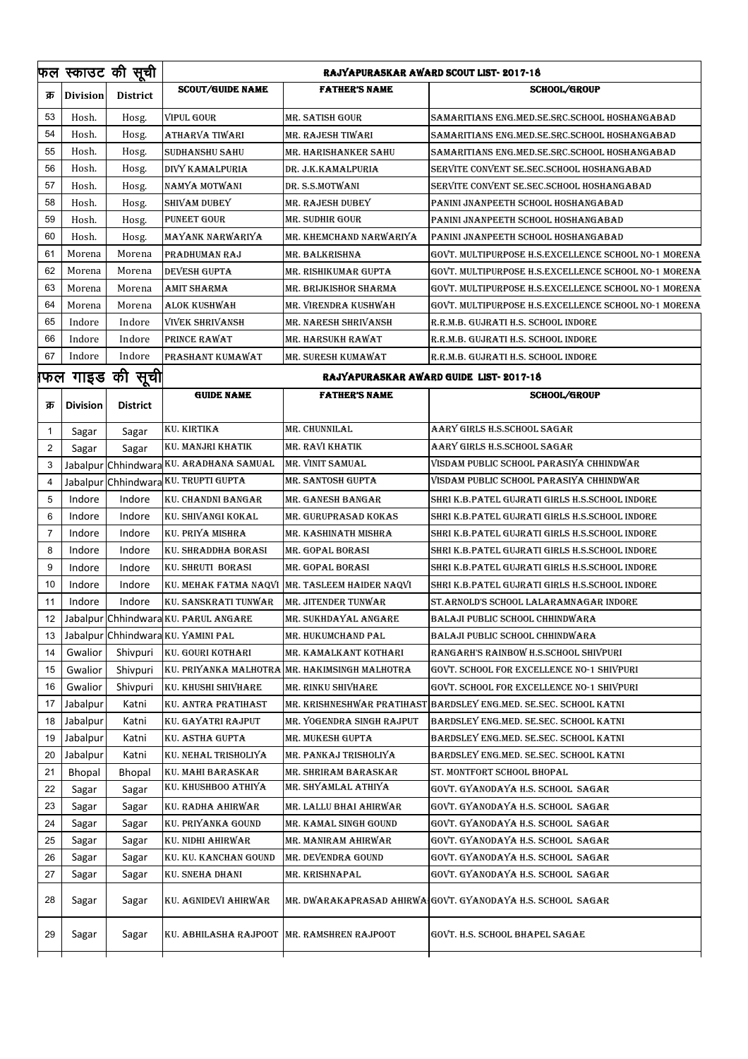| फल स्काउट की सूची | | | RAJYAPURASKAR AWARD SCOUT LIST- 2017-18 | | |
|---|---|---|---|---|---|
| क्र | Division | District | SCOUT/GUIDE NAME | FATHER'S NAME | SCHOOL/GROUP |
| 53 | Hosh. | Hosg. | VIPUL GOUR | MR. SATISH GOUR | SAMARITIANS ENG.MED.SE.SRC.SCHOOL HOSHANGABAD |
| 54 | Hosh. | Hosg. | ATHARVA TIWARI | MR. RAJESH TIWARI | SAMARITIANS ENG.MED.SE.SRC.SCHOOL HOSHANGABAD |
| 55 | Hosh. | Hosg. | SUDHANSHU SAHU | MR. HARISHANKER SAHU | SAMARITIANS ENG.MED.SE.SRC.SCHOOL HOSHANGABAD |
| 56 | Hosh. | Hosg. | DIVY KAMALPURIA | DR. J.K.KAMALPURIA | SERVITE CONVENT SE.SEC.SCHOOL HOSHANGABAD |
| 57 | Hosh. | Hosg. | NAMYA MOTWANI | DR. S.S.MOTWANI | SERVITE CONVENT SE.SEC.SCHOOL HOSHANGABAD |
| 58 | Hosh. | Hosg. | SHIVAM DUBEY | MR. RAJESH DUBEY | PANINI JNANPEETH SCHOOL HOSHANGABAD |
| 59 | Hosh. | Hosg. | PUNEET GOUR | MR. SUDHIR GOUR | PANINI JNANPEETH SCHOOL HOSHANGABAD |
| 60 | Hosh. | Hosg. | MAYANK NARWARIYA | MR. KHEMCHAND NARWARIYA | PANINI JNANPEETH SCHOOL HOSHANGABAD |
| 61 | Morena | Morena | PRADHUMAN RAJ | MR. BALKRISHNA | GOVT. MULTIPURPOSE H.S.EXCELLENCE SCHOOL NO-1 MORENA |
| 62 | Morena | Morena | DEVESH GUPTA | MR. RISHIKUMAR GUPTA | GOVT. MULTIPURPOSE H.S.EXCELLENCE SCHOOL NO-1 MORENA |
| 63 | Morena | Morena | AMIT SHARMA | MR. BRIJKISHOR SHARMA | GOVT. MULTIPURPOSE H.S.EXCELLENCE SCHOOL NO-1 MORENA |
| 64 | Morena | Morena | ALOK KUSHWAH | MR. VIRENDRA KUSHWAH | GOVT. MULTIPURPOSE H.S.EXCELLENCE SCHOOL NO-1 MORENA |
| 65 | Indore | Indore | VIVEK SHRIVANSH | MR. NARESH SHRIVANSH | R.R.M.B. GUJRATI H.S. SCHOOL INDORE |
| 66 | Indore | Indore | PRINCE RAWAT | MR. HARSUKH RAWAT | R.R.M.B. GUJRATI H.S. SCHOOL INDORE |
| 67 | Indore | Indore | PRASHANT KUMAWAT | MR. SURESH KUMAWAT | R.R.M.B. GUJRATI H.S. SCHOOL INDORE |

| फल गाइड की सूची | | | RAJYAPURASKAR AWARD GUIDE LIST- 2017-18 | | |
|---|---|---|---|---|---|
| क्र | Division | District | GUIDE NAME | FATHER'S NAME | SCHOOL/GROUP |
| 1 | Sagar | Sagar | KU. KIRTIKA | MR. CHUNNILAL | AARY GIRLS H.S.SCHOOL SAGAR |
| 2 | Sagar | Sagar | KU. MANJRI KHATIK | MR. RAVI KHATIK | AARY GIRLS H.S.SCHOOL SAGAR |
| 3 | Jabalpur | Chhindwara | KU. ARADHANA SAMUAL | MR. VINIT SAMUAL | VISDAM PUBLIC SCHOOL PARASIYA CHHINDWAR |
| 4 | Jabalpur | Chhindwara | KU. TRUPTI GUPTA | MR. SANTOSH GUPTA | VISDAM PUBLIC SCHOOL PARASIYA CHHINDWAR |
| 5 | Indore | Indore | KU. CHANDNI BANGAR | MR. GANESH BANGAR | SHRI K.B.PATEL GUJRATI GIRLS H.S.SCHOOL INDORE |
| 6 | Indore | Indore | KU. SHIVANGI KOKAL | MR. GURUPRASAD KOKAS | SHRI K.B.PATEL GUJRATI GIRLS H.S.SCHOOL INDORE |
| 7 | Indore | Indore | KU. PRIYA MISHRA | MR. KASHINATH MISHRA | SHRI K.B.PATEL GUJRATI GIRLS H.S.SCHOOL INDORE |
| 8 | Indore | Indore | KU. SHRADDHA BORASI | MR. GOPAL BORASI | SHRI K.B.PATEL GUJRATI GIRLS H.S.SCHOOL INDORE |
| 9 | Indore | Indore | KU. SHRUTI BORASI | MR. GOPAL BORASI | SHRI K.B.PATEL GUJRATI GIRLS H.S.SCHOOL INDORE |
| 10 | Indore | Indore | KU. MEHAK FATMA NAQVI | MR. TASLEEM HAIDER NAQVI | SHRI K.B.PATEL GUJRATI GIRLS H.S.SCHOOL INDORE |
| 11 | Indore | Indore | KU. SANSKRATI TUNWAR | MR. JITENDER TUNWAR | ST.ARNOLD'S SCHOOL LALARAMNAGAR INDORE |
| 12 | Jabalpur | Chhindwara | KU. PARUL ANGARE | MR. SUKHDAYAL ANGARE | BALAJI PUBLIC SCHOOL CHHINDWARA |
| 13 | Jabalpur | Chhindwara | KU. YAMINI PAL | MR. HUKUMCHAND PAL | BALAJI PUBLIC SCHOOL CHHINDWARA |
| 14 | Gwalior | Shivpuri | KU. GOURI KOTHARI | MR. KAMALKANT KOTHARI | RANGARH'S RAINBOW H.S.SCHOOL SHIVPURI |
| 15 | Gwalior | Shivpuri | KU. PRIYANKA MALHOTRA | MR. HAKIMSINGH MALHOTRA | GOVT. SCHOOL FOR EXCELLENCE NO-1 SHIVPURI |
| 16 | Gwalior | Shivpuri | KU. KHUSHI SHIVHARE | MR. RINKU SHIVHARE | GOVT. SCHOOL FOR EXCELLENCE NO-1 SHIVPURI |
| 17 | Jabalpur | Katni | KU. ANTRA PRATIHAST | MR. KRISHNESHWAR PRATIHAST | BARDSLEY ENG.MED. SE.SEC. SCHOOL KATNI |
| 18 | Jabalpur | Katni | KU. GAYATRI RAJPUT | MR. YOGENDRA SINGH RAJPUT | BARDSLEY ENG.MED. SE.SEC. SCHOOL KATNI |
| 19 | Jabalpur | Katni | KU. ASTHA GUPTA | MR. MUKESH GUPTA | BARDSLEY ENG.MED. SE.SEC. SCHOOL KATNI |
| 20 | Jabalpur | Katni | KU. NEHAL TRISHOLIYA | MR. PANKAJ TRISHOLIYA | BARDSLEY ENG.MED. SE.SEC. SCHOOL KATNI |
| 21 | Bhopal | Bhopal | KU. MAHI BARASKAR | MR. SHRIRAM BARASKAR | ST. MONTFORT SCHOOL BHOPAL |
| 22 | Sagar | Sagar | KU. KHUSHBOO ATHIYA | MR. SHYAMLAL ATHIYA | GOVT. GYANODAYA H.S. SCHOOL SAGAR |
| 23 | Sagar | Sagar | KU. RADHA AHIRWAR | MR. LALLU BHAI AHIRWAR | GOVT. GYANODAYA H.S. SCHOOL SAGAR |
| 24 | Sagar | Sagar | KU. PRIYANKA GOUND | MR. KAMAL SINGH GOUND | GOVT. GYANODAYA H.S. SCHOOL SAGAR |
| 25 | Sagar | Sagar | KU. NIDHI AHIRWAR | MR. MANIRAM AHIRWAR | GOVT. GYANODAYA H.S. SCHOOL SAGAR |
| 26 | Sagar | Sagar | KU. KU. KANCHAN GOUND | MR. DEVENDRA GOUND | GOVT. GYANODAYA H.S. SCHOOL SAGAR |
| 27 | Sagar | Sagar | KU. SNEHA DHANI | MR. KRISHNAPAL | GOVT. GYANODAYA H.S. SCHOOL SAGAR |
| 28 | Sagar | Sagar | KU. AGNIDEVI AHIRWAR | MR. DWARAKAPRASAD AHIRWA | GOVT. GYANODAYA H.S. SCHOOL SAGAR |
| 29 | Sagar | Sagar | KU. ABHILASHA RAJPOOT | MR. RAMSHREN RAJPOOT | GOVT. H.S. SCHOOL BHAPEL SAGAE |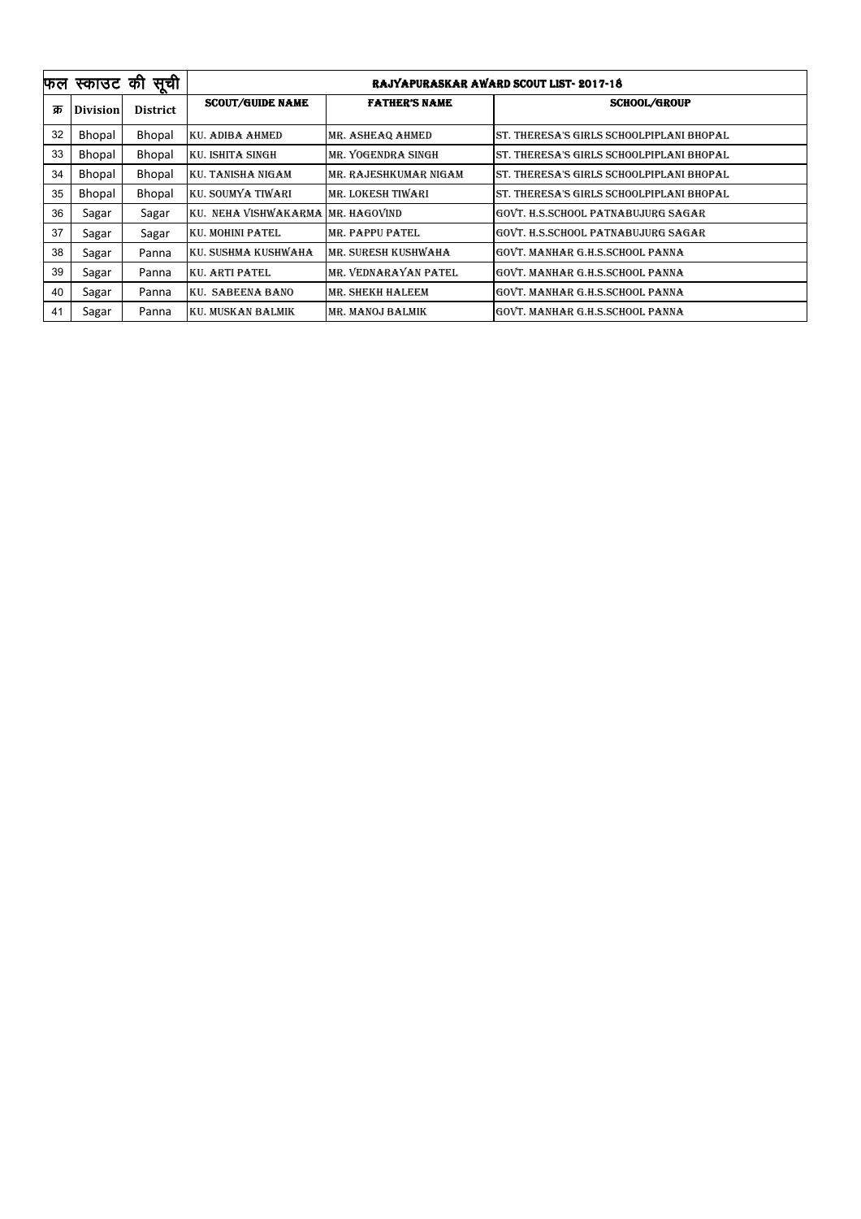| फल स्काउट की सूची | | | RAJYAPURASKAR AWARD SCOUT LIST- 2017-18 | | |
|---|---|---|---|---|---|
| क्र | Division | District | SCOUT/GUIDE NAME | FATHER'S NAME | SCHOOL/GROUP |
| 32 | Bhopal | Bhopal | KU. ADIBA AHMED | MR. ASHEAQ AHMED | ST. THERESA'S GIRLS SCHOOLPIPLANI BHOPAL |
| 33 | Bhopal | Bhopal | KU. ISHITA SINGH | MR. YOGENDRA SINGH | ST. THERESA'S GIRLS SCHOOLPIPLANI BHOPAL |
| 34 | Bhopal | Bhopal | KU. TANISHA NIGAM | MR. RAJESHKUMAR NIGAM | ST. THERESA'S GIRLS SCHOOLPIPLANI BHOPAL |
| 35 | Bhopal | Bhopal | KU. SOUMYA TIWARI | MR. LOKESH TIWARI | ST. THERESA'S GIRLS SCHOOLPIPLANI BHOPAL |
| 36 | Sagar | Sagar | KU. NEHA VISHWAKARMA | MR. HAGOVIND | GOVT. H.S.SCHOOL PATNABUJURG SAGAR |
| 37 | Sagar | Sagar | KU. MOHINI PATEL | MR. PAPPU PATEL | GOVT. H.S.SCHOOL PATNABUJURG SAGAR |
| 38 | Sagar | Panna | KU. SUSHMA KUSHWAHA | MR. SURESH KUSHWAHA | GOVT. MANHAR G.H.S.SCHOOL PANNA |
| 39 | Sagar | Panna | KU. ARTI PATEL | MR. VEDNARAYAN PATEL | GOVT. MANHAR G.H.S.SCHOOL PANNA |
| 40 | Sagar | Panna | KU. SABEENA BANO | MR. SHEKH HALEEM | GOVT. MANHAR G.H.S.SCHOOL PANNA |
| 41 | Sagar | Panna | KU. MUSKAN BALMIK | MR. MANOJ BALMIK | GOVT. MANHAR G.H.S.SCHOOL PANNA |